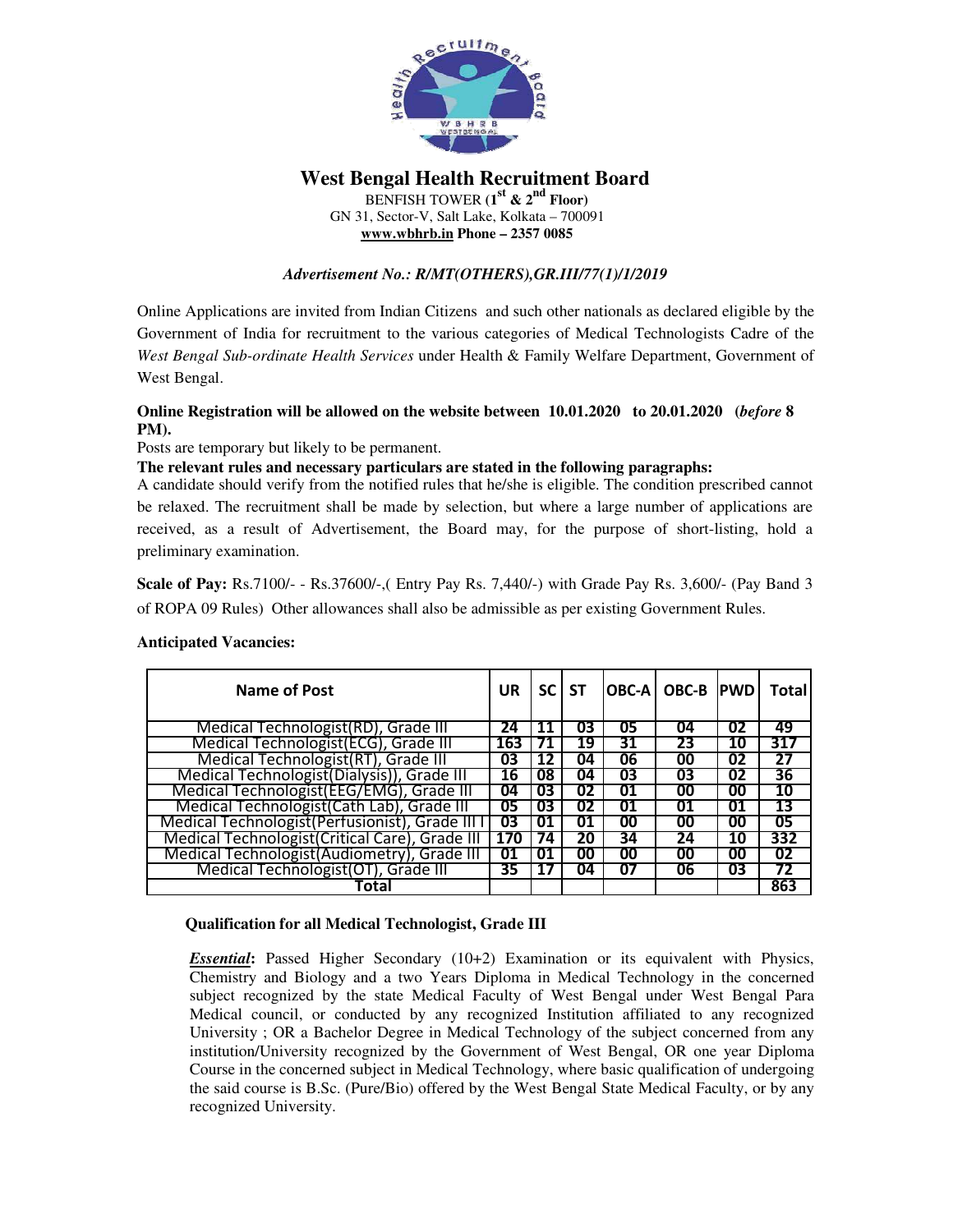# West Bengal Health Recruitment Board

BENFISH TOWER (1st & 2nd Floor)
GN 31, Sector-V, Salt Lake, Kolkata – 700091
**www.wbhrb.in Phone – 2357 0085**

*Advertisement No.: R/MT(OTHERS),GR.III/77(1)/1/2019*

Online Applications are invited from Indian Citizens and such other nationals as declared eligible by the Government of India for recruitment to the various categories of Medical Technologists Cadre of the *West Bengal Sub-ordinate Health Services* under Health & Family Welfare Department, Government of West Bengal.

**Online Registration will be allowed on the website between 10.01.2020 to 20.01.2020 (*before* 8 PM).**

Posts are temporary but likely to be permanent.

**The relevant rules and necessary particulars are stated in the following paragraphs:**

A candidate should verify from the notified rules that he/she is eligible. The condition prescribed cannot be relaxed. The recruitment shall be made by selection, but where a large number of applications are received, as a result of Advertisement, the Board may, for the purpose of short-listing, hold a preliminary examination.

**Scale of Pay:** Rs.7100/- - Rs.37600/-,( Entry Pay Rs. 7,440/-) with Grade Pay Rs. 3,600/- (Pay Band 3 of ROPA 09 Rules) Other allowances shall also be admissible as per existing Government Rules.

**Anticipated Vacancies:**

| Name of Post | UR | SC | ST | OBC-A | OBC-B | PWD | Total |
|---|---|---|---|---|---|---|---|
| Medical Technologist(RD), Grade III | 24 | 11 | 03 | 05 | 04 | 02 | 49 |
| Medical Technologist(ECG), Grade III | 163 | 71 | 19 | 31 | 23 | 10 | 317 |
| Medical Technologist(RT), Grade III | 03 | 12 | 04 | 06 | 00 | 02 | 27 |
| Medical Technologist(Dialysis)), Grade III | 16 | 08 | 04 | 03 | 03 | 02 | 36 |
| Medical Technologist(EEG/EMG), Grade III | 04 | 03 | 02 | 01 | 00 | 00 | 10 |
| Medical Technologist(Cath Lab), Grade III | 05 | 03 | 02 | 01 | 01 | 01 | 13 |
| Medical Technologist(Perfusionist), Grade III I | 03 | 01 | 01 | 00 | 00 | 00 | 05 |
| Medical Technologist(Critical Care), Grade III | 170 | 74 | 20 | 34 | 24 | 10 | 332 |
| Medical Technologist(Audiometry), Grade III | 01 | 01 | 00 | 00 | 00 | 00 | 02 |
| Medical Technologist(OT), Grade III | 35 | 17 | 04 | 07 | 06 | 03 | 72 |
| Total | | | | | | | 863 |

**Qualification for all Medical Technologist, Grade III**

***Essential*:** Passed Higher Secondary (10+2) Examination or its equivalent with Physics, Chemistry and Biology and a two Years Diploma in Medical Technology in the concerned subject recognized by the state Medical Faculty of West Bengal under West Bengal Para Medical council, or conducted by any recognized Institution affiliated to any recognized University ; OR a Bachelor Degree in Medical Technology of the subject concerned from any institution/University recognized by the Government of West Bengal, OR one year Diploma Course in the concerned subject in Medical Technology, where basic qualification of undergoing the said course is B.Sc. (Pure/Bio) offered by the West Bengal State Medical Faculty, or by any recognized University.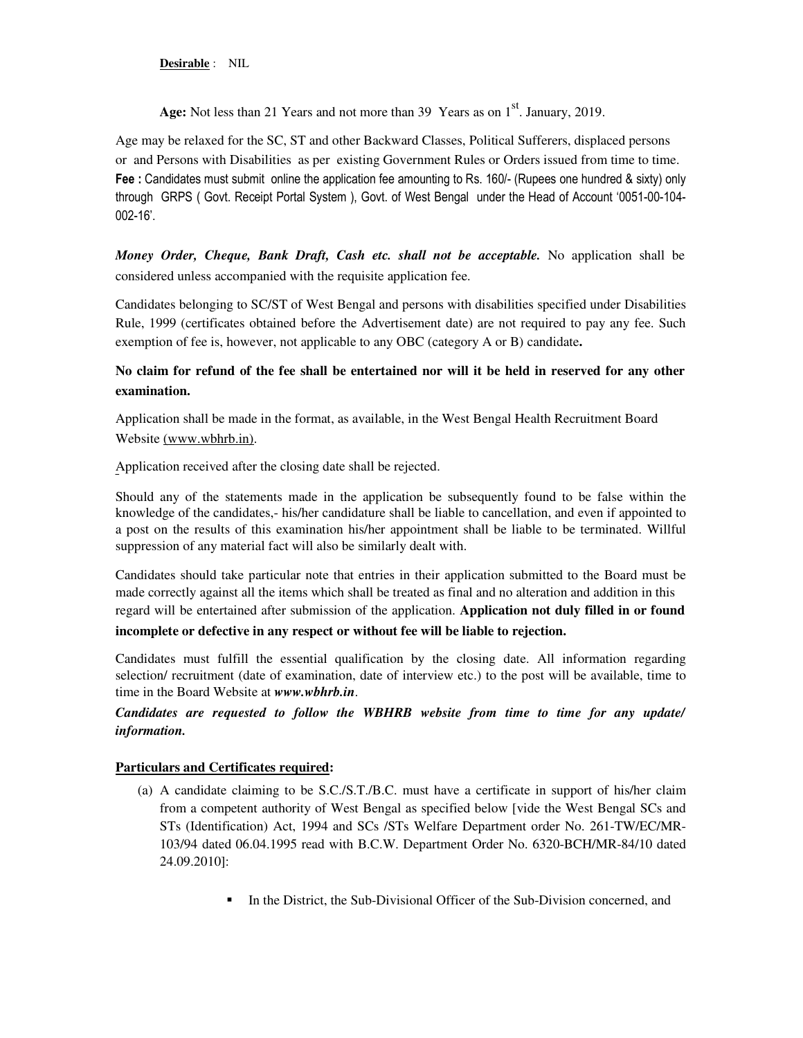**Desirable** : NIL

**Age:** Not less than 21 Years and not more than 39 Years as on 1st. January, 2019.

Age may be relaxed for the SC, ST and other Backward Classes, Political Sufferers, displaced persons or and Persons with Disabilities as per existing Government Rules or Orders issued from time to time.

**Fee :** Candidates must submit online the application fee amounting to Rs. 160/- (Rupees one hundred & sixty) only through GRPS ( Govt. Receipt Portal System ), Govt. of West Bengal under the Head of Account '0051-00-104-002-16'.

***Money Order, Cheque, Bank Draft, Cash etc. shall not be acceptable.*** No application shall be considered unless accompanied with the requisite application fee.

Candidates belonging to SC/ST of West Bengal and persons with disabilities specified under Disabilities Rule, 1999 (certificates obtained before the Advertisement date) are not required to pay any fee. Such exemption of fee is, however, not applicable to any OBC (category A or B) candidate**.**

**No claim for refund of the fee shall be entertained nor will it be held in reserved for any other examination.**

Application shall be made in the format, as available, in the West Bengal Health Recruitment Board Website (www.wbhrb.in).

Application received after the closing date shall be rejected.

Should any of the statements made in the application be subsequently found to be false within the knowledge of the candidates,- his/her candidature shall be liable to cancellation, and even if appointed to a post on the results of this examination his/her appointment shall be liable to be terminated. Willful suppression of any material fact will also be similarly dealt with.

Candidates should take particular note that entries in their application submitted to the Board must be made correctly against all the items which shall be treated as final and no alteration and addition in this regard will be entertained after submission of the application. **Application not duly filled in or found incomplete or defective in any respect or without fee will be liable to rejection.**

Candidates must fulfill the essential qualification by the closing date. All information regarding selection/ recruitment (date of examination, date of interview etc.) to the post will be available, time to time in the Board Website at ***www.wbhrb.in***.

***Candidates are requested to follow the WBHRB website from time to time for any update/ information.***

**Particulars and Certificates required:**

(a) A candidate claiming to be S.C./S.T./B.C. must have a certificate in support of his/her claim from a competent authority of West Bengal as specified below [vide the West Bengal SCs and STs (Identification) Act, 1994 and SCs /STs Welfare Department order No. 261-TW/EC/MR-103/94 dated 06.04.1995 read with B.C.W. Department Order No. 6320-BCH/MR-84/10 dated 24.09.2010]:

- In the District, the Sub-Divisional Officer of the Sub-Division concerned, and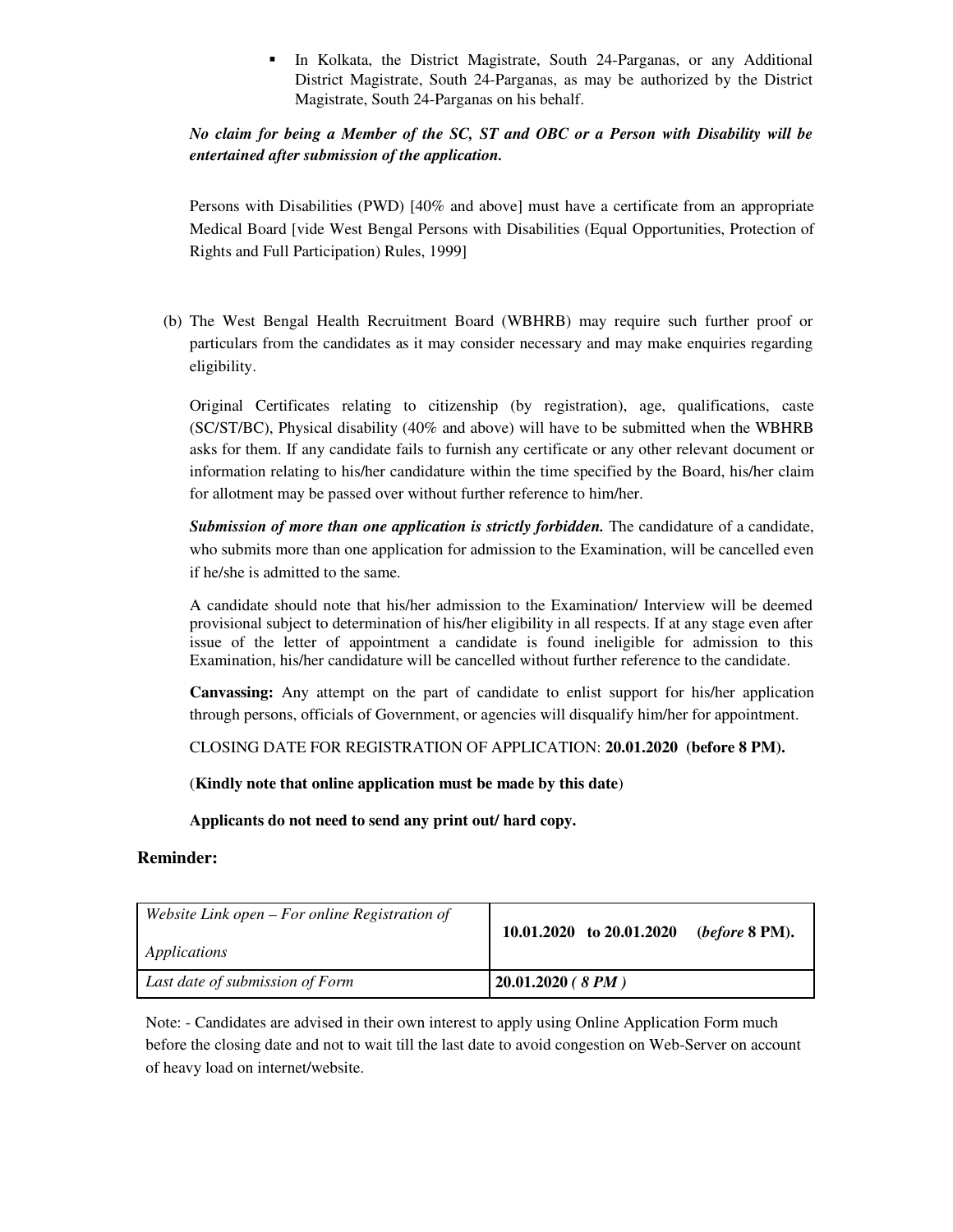- In Kolkata, the District Magistrate, South 24-Parganas, or any Additional District Magistrate, South 24-Parganas, as may be authorized by the District Magistrate, South 24-Parganas on his behalf.

***No claim for being a Member of the SC, ST and OBC or a Person with Disability will be entertained after submission of the application.***

Persons with Disabilities (PWD) [40% and above] must have a certificate from an appropriate Medical Board [vide West Bengal Persons with Disabilities (Equal Opportunities, Protection of Rights and Full Participation) Rules, 1999]

(b) The West Bengal Health Recruitment Board (WBHRB) may require such further proof or particulars from the candidates as it may consider necessary and may make enquiries regarding eligibility.

Original Certificates relating to citizenship (by registration), age, qualifications, caste (SC/ST/BC), Physical disability (40% and above) will have to be submitted when the WBHRB asks for them. If any candidate fails to furnish any certificate or any other relevant document or information relating to his/her candidature within the time specified by the Board, his/her claim for allotment may be passed over without further reference to him/her.

***Submission of more than one application is strictly forbidden.*** The candidature of a candidate, who submits more than one application for admission to the Examination, will be cancelled even if he/she is admitted to the same.

A candidate should note that his/her admission to the Examination/ Interview will be deemed provisional subject to determination of his/her eligibility in all respects. If at any stage even after issue of the letter of appointment a candidate is found ineligible for admission to this Examination, his/her candidature will be cancelled without further reference to the candidate.

**Canvassing:** Any attempt on the part of candidate to enlist support for his/her application through persons, officials of Government, or agencies will disqualify him/her for appointment.

CLOSING DATE FOR REGISTRATION OF APPLICATION: **20.01.2020 (before 8 PM).**

(**Kindly note that online application must be made by this date**)

**Applicants do not need to send any print out/ hard copy.**

**Reminder:**

| *Website Link open – For online Registration of Applications* | **10.01.2020 to 20.01.2020 (*before* 8 PM).** |
|---|---|
| *Last date of submission of Form* | **20.01.2020 *( 8 PM )*** |

Note: - Candidates are advised in their own interest to apply using Online Application Form much before the closing date and not to wait till the last date to avoid congestion on Web-Server on account of heavy load on internet/website.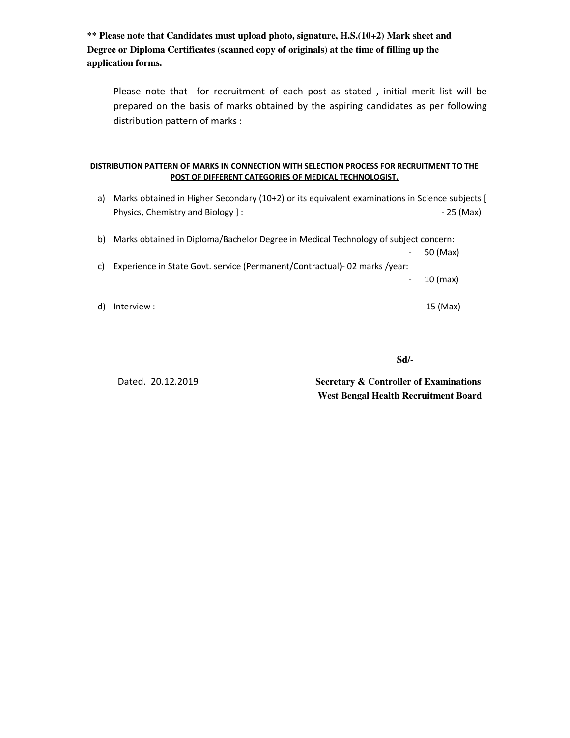**** Please note that Candidates must upload photo, signature, H.S.(10+2) Mark sheet and Degree or Diploma Certificates (scanned copy of originals) at the time of filling up the application forms.**

Please note that for recruitment of each post as stated , initial merit list will be prepared on the basis of marks obtained by the aspiring candidates as per following distribution pattern of marks :

**DISTRIBUTION PATTERN OF MARKS IN CONNECTION WITH SELECTION PROCESS FOR RECRUITMENT TO THE POST OF DIFFERENT CATEGORIES OF MEDICAL TECHNOLOGIST.**

a) Marks obtained in Higher Secondary (10+2) or its equivalent examinations in Science subjects [ Physics, Chemistry and Biology ] : - 25 (Max)

b) Marks obtained in Diploma/Bachelor Degree in Medical Technology of subject concern: - 50 (Max)

c) Experience in State Govt. service (Permanent/Contractual)- 02 marks /year: - 10 (max)

d) Interview : - 15 (Max)

**Sd/-**

Dated. 20.12.2019

**Secretary & Controller of Examinations**
**West Bengal Health Recruitment Board**